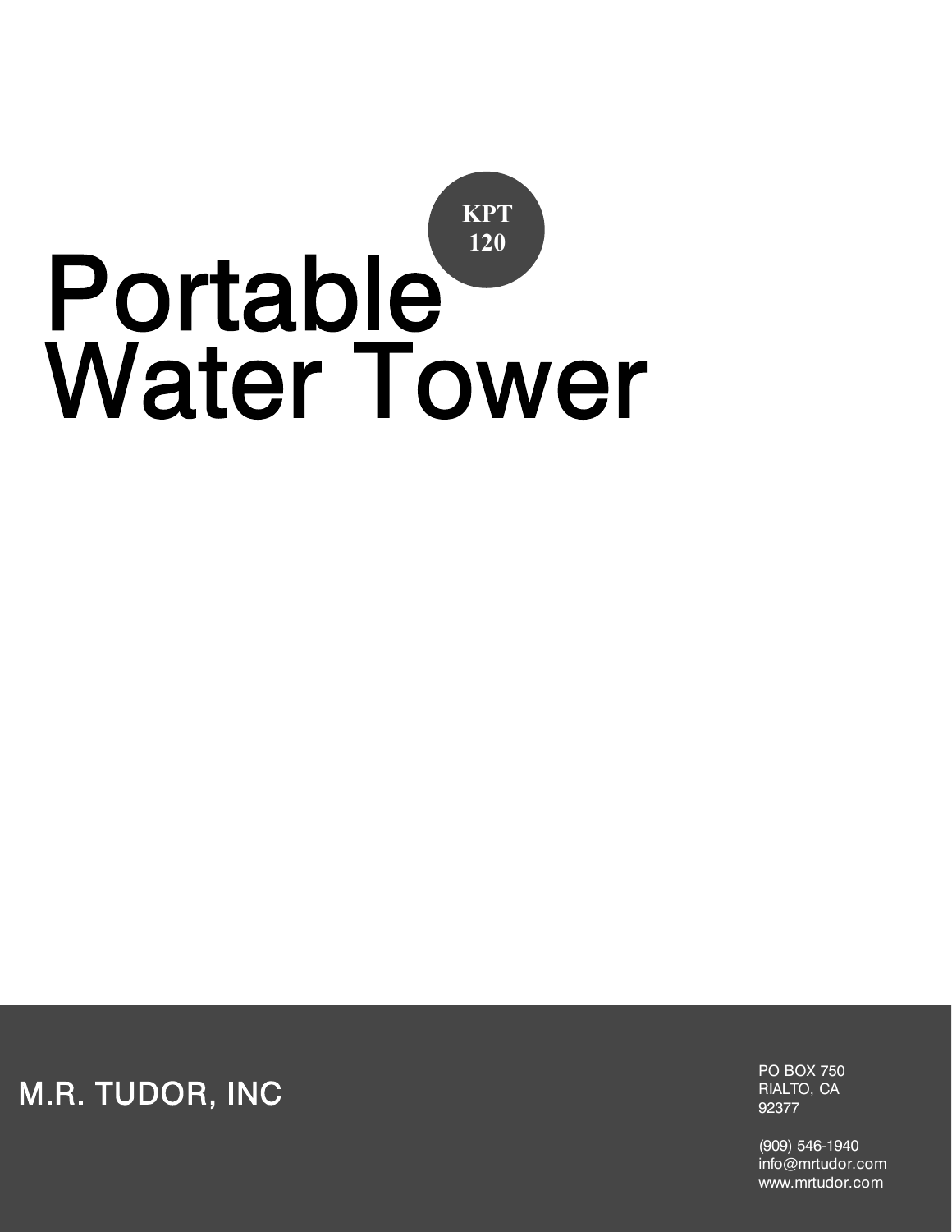**KPT 120**

# Portable Water Tower

M.R. TUDOR, INC

PO BOX 750
RIALTO, CA
92377

(909) 546-1940
info@mrtudor.com
www.mrtudor.com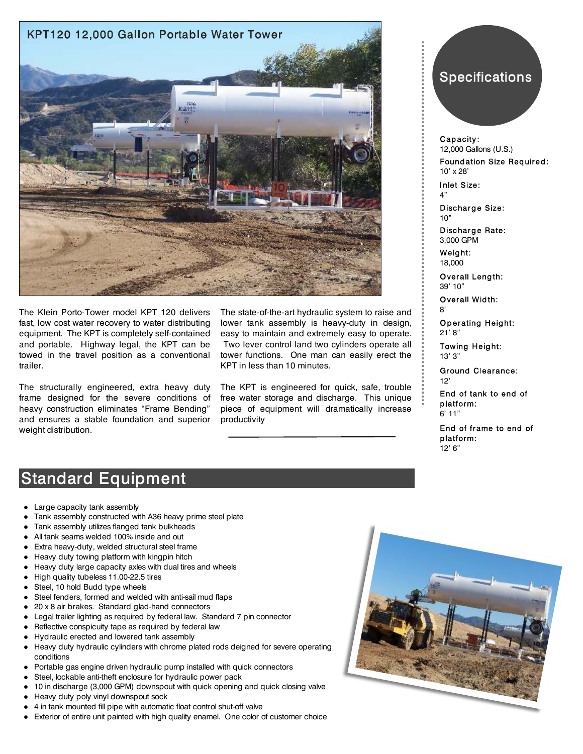# KPT120 12,000 Gallon Portable Water Tower

The Klein Porto-Tower model KPT 120 delivers fast, low cost water recovery to water distributing equipment. The KPT is completely self-contained and portable. Highway legal, the KPT can be towed in the travel position as a conventional trailer.

The structurally engineered, extra heavy duty frame designed for the severe conditions of heavy construction eliminates "Frame Bending" and ensures a stable foundation and superior weight distribution.

The state-of-the-art hydraulic system to raise and lower tank assembly is heavy-duty in design, easy to maintain and extremely easy to operate. Two lever control land two cylinders operate all tower functions. One man can easily erect the KPT in less than 10 minutes.

The KPT is engineered for quick, safe, trouble free water storage and discharge. This unique piece of equipment will dramatically increase productivity

## Specifications

**Capacity:**
12,000 Gallons (U.S.)

**Foundation Size Required:**
10' x 28'

**Inlet Size:**
4"

**Discharge Size:**
10"

**Discharge Rate:**
3,000 GPM

**Weight:**
18,000

**Overall Length:**
39' 10"

**Overall Width:**
8'

**Operating Height:**
21' 8"

**Towing Height:**
13' 3"

**Ground Clearance:**
12'

**End of tank to end of platform:**
6' 11"

**End of frame to end of platform:**
12' 6"

## Standard Equipment

- Large capacity tank assembly
- Tank assembly constructed with A36 heavy prime steel plate
- Tank assembly utilizes flanged tank bulkheads
- All tank seams welded 100% inside and out
- Extra heavy-duty, welded structural steel frame
- Heavy duty towing platform with kingpin hitch
- Heavy duty large capacity axles with dual tires and wheels
- High quality tubeless 11.00-22.5 tires
- Steel, 10 hold Budd type wheels
- Steel fenders, formed and welded with anti-sail mud flaps
- 20 x 8 air brakes. Standard glad-hand connectors
- Legal trailer lighting as required by federal law. Standard 7 pin connector
- Reflective conspicuity tape as required by federal law
- Hydraulic erected and lowered tank assembly
- Heavy duty hydraulic cylinders with chrome plated rods deigned for severe operating conditions
- Portable gas engine driven hydraulic pump installed with quick connectors
- Steel, lockable anti-theft enclosure for hydraulic power pack
- 10 in discharge (3,000 GPM) downspout with quick opening and quick closing valve
- Heavy duty poly vinyl downspout sock
- 4 in tank mounted fill pipe with automatic float control shut-off valve
- Exterior of entire unit painted with high quality enamel. One color of customer choice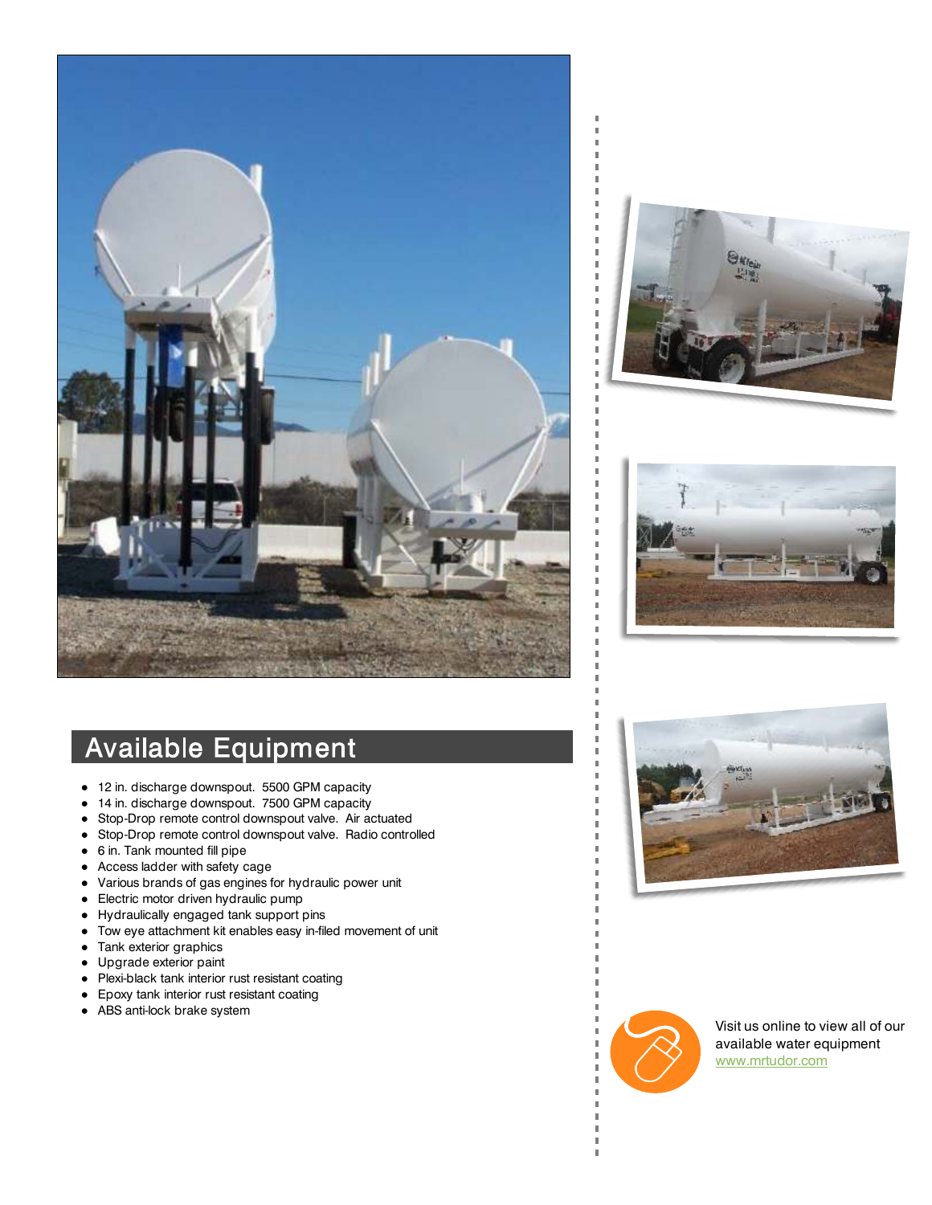## Available Equipment

- 12 in. discharge downspout. 5500 GPM capacity
- 14 in. discharge downspout. 7500 GPM capacity
- Stop-Drop remote control downspout valve. Air actuated
- Stop-Drop remote control downspout valve. Radio controlled
- 6 in. Tank mounted fill pipe
- Access ladder with safety cage
- Various brands of gas engines for hydraulic power unit
- Electric motor driven hydraulic pump
- Hydraulically engaged tank support pins
- Tow eye attachment kit enables easy in-filed movement of unit
- Tank exterior graphics
- Upgrade exterior paint
- Plexi-black tank interior rust resistant coating
- Epoxy tank interior rust resistant coating
- ABS anti-lock brake system

Visit us online to view all of our available water equipment
www.mrtudor.com